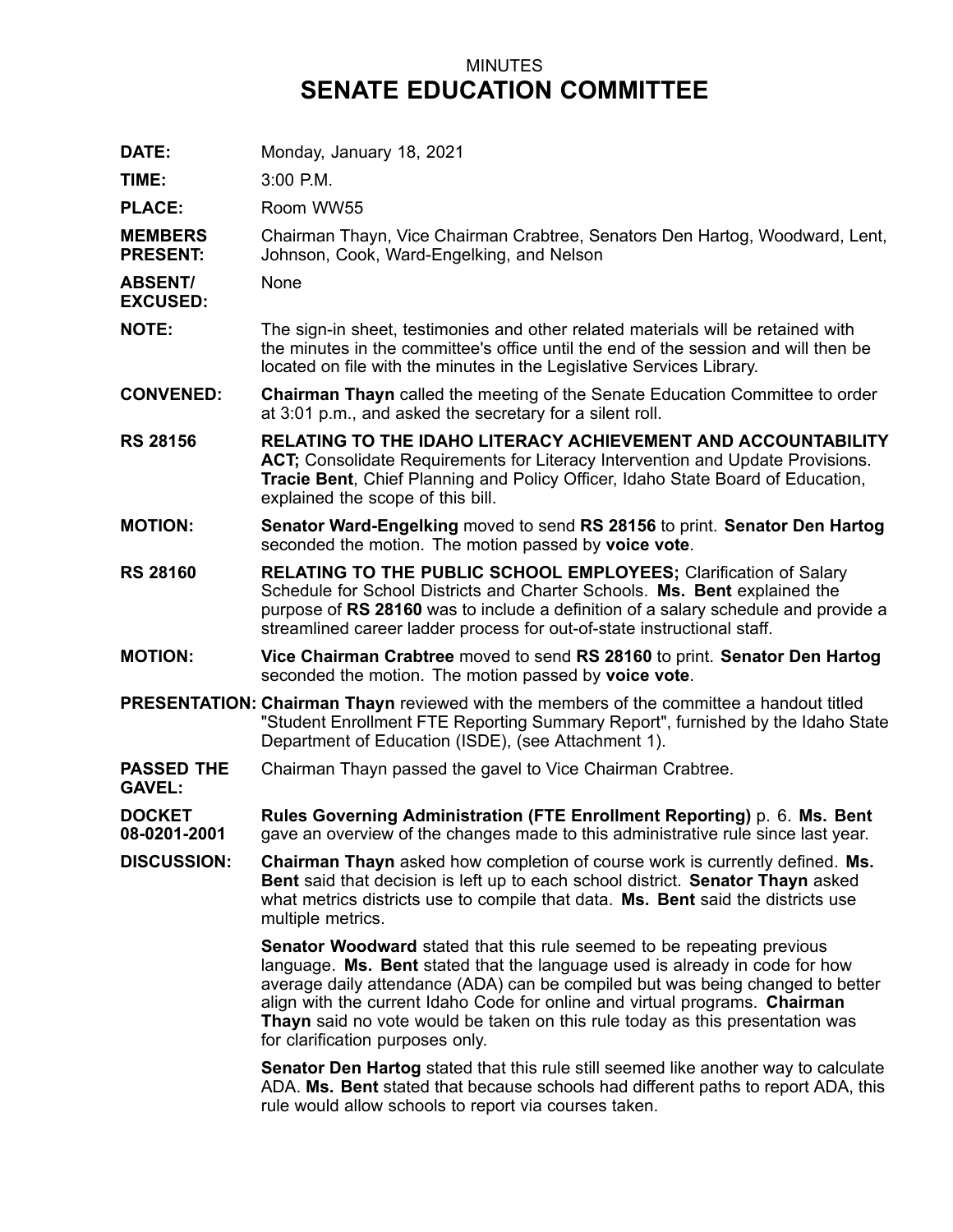MINUTES

# SENATE EDUCATION COMMITTEE

**DATE:** Monday, January 18, 2021

**TIME:** 3:00 P.M.

**PLACE:** Room WW55

**MEMBERS PRESENT:** Chairman Thayn, Vice Chairman Crabtree, Senators Den Hartog, Woodward, Lent, Johnson, Cook, Ward-Engelking, and Nelson

**ABSENT/ EXCUSED:** None

**NOTE:** The sign-in sheet, testimonies and other related materials will be retained with the minutes in the committee's office until the end of the session and will then be located on file with the minutes in the Legislative Services Library.

**CONVENED:** **Chairman Thayn** called the meeting of the Senate Education Committee to order at 3:01 p.m., and asked the secretary for a silent roll.

**RS 28156** **RELATING TO THE IDAHO LITERACY ACHIEVEMENT AND ACCOUNTABILITY ACT;** Consolidate Requirements for Literacy Intervention and Update Provisions. **Tracie Bent**, Chief Planning and Policy Officer, Idaho State Board of Education, explained the scope of this bill.

**MOTION:** **Senator Ward-Engelking** moved to send **RS 28156** to print. **Senator Den Hartog** seconded the motion. The motion passed by **voice vote**.

**RS 28160** **RELATING TO THE PUBLIC SCHOOL EMPLOYEES;** Clarification of Salary Schedule for School Districts and Charter Schools. **Ms. Bent** explained the purpose of **RS 28160** was to include a definition of a salary schedule and provide a streamlined career ladder process for out-of-state instructional staff.

**MOTION:** **Vice Chairman Crabtree** moved to send **RS 28160** to print. **Senator Den Hartog** seconded the motion. The motion passed by **voice vote**.

**PRESENTATION:** **Chairman Thayn** reviewed with the members of the committee a handout titled "Student Enrollment FTE Reporting Summary Report", furnished by the Idaho State Department of Education (ISDE), (see Attachment 1).

**PASSED THE GAVEL:** Chairman Thayn passed the gavel to Vice Chairman Crabtree.

**DOCKET 08-0201-2001** **Rules Governing Administration (FTE Enrollment Reporting)** p. 6. **Ms. Bent** gave an overview of the changes made to this administrative rule since last year.

**DISCUSSION:** **Chairman Thayn** asked how completion of course work is currently defined. **Ms. Bent** said that decision is left up to each school district. **Senator Thayn** asked what metrics districts use to compile that data. **Ms. Bent** said the districts use multiple metrics.

**Senator Woodward** stated that this rule seemed to be repeating previous language. **Ms. Bent** stated that the language used is already in code for how average daily attendance (ADA) can be compiled but was being changed to better align with the current Idaho Code for online and virtual programs. **Chairman Thayn** said no vote would be taken on this rule today as this presentation was for clarification purposes only.

**Senator Den Hartog** stated that this rule still seemed like another way to calculate ADA. **Ms. Bent** stated that because schools had different paths to report ADA, this rule would allow schools to report via courses taken.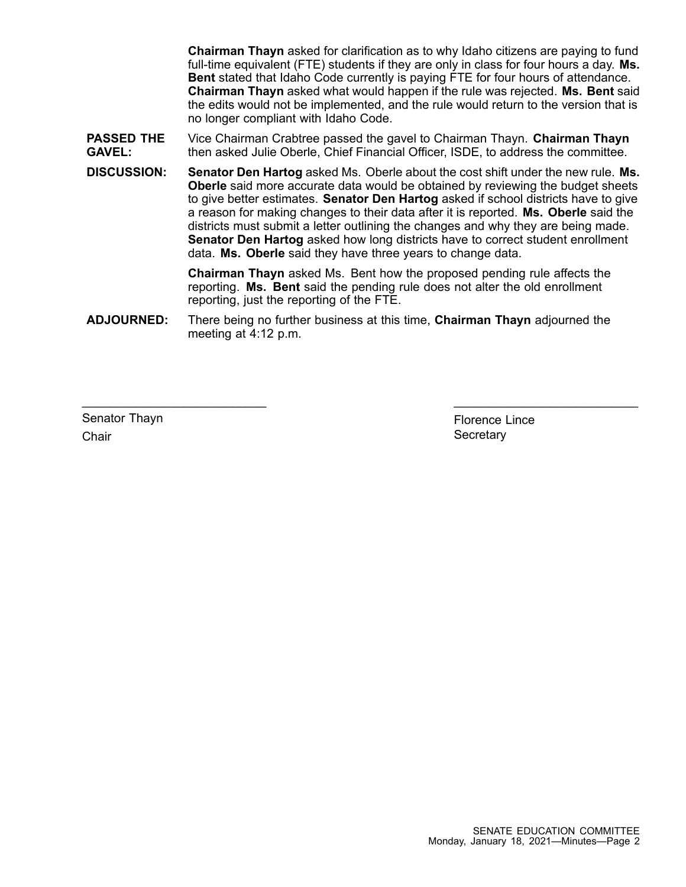**Chairman Thayn** asked for clarification as to why Idaho citizens are paying to fund full-time equivalent (FTE) students if they are only in class for four hours a day. **Ms. Bent** stated that Idaho Code currently is paying FTE for four hours of attendance. **Chairman Thayn** asked what would happen if the rule was rejected. **Ms. Bent** said the edits would not be implemented, and the rule would return to the version that is no longer compliant with Idaho Code.

**PASSED THE GAVEL:** Vice Chairman Crabtree passed the gavel to Chairman Thayn. **Chairman Thayn** then asked Julie Oberle, Chief Financial Officer, ISDE, to address the committee.

**DISCUSSION:** **Senator Den Hartog** asked Ms. Oberle about the cost shift under the new rule. **Ms. Oberle** said more accurate data would be obtained by reviewing the budget sheets to give better estimates. **Senator Den Hartog** asked if school districts have to give a reason for making changes to their data after it is reported. **Ms. Oberle** said the districts must submit a letter outlining the changes and why they are being made. **Senator Den Hartog** asked how long districts have to correct student enrollment data. **Ms. Oberle** said they have three years to change data.

**Chairman Thayn** asked Ms. Bent how the proposed pending rule affects the reporting. **Ms. Bent** said the pending rule does not alter the old enrollment reporting, just the reporting of the FTE.

**ADJOURNED:** There being no further business at this time, **Chairman Thayn** adjourned the meeting at 4:12 p.m.

___________________________
Senator Thayn
Chair

___________________________
Florence Lince
Secretary